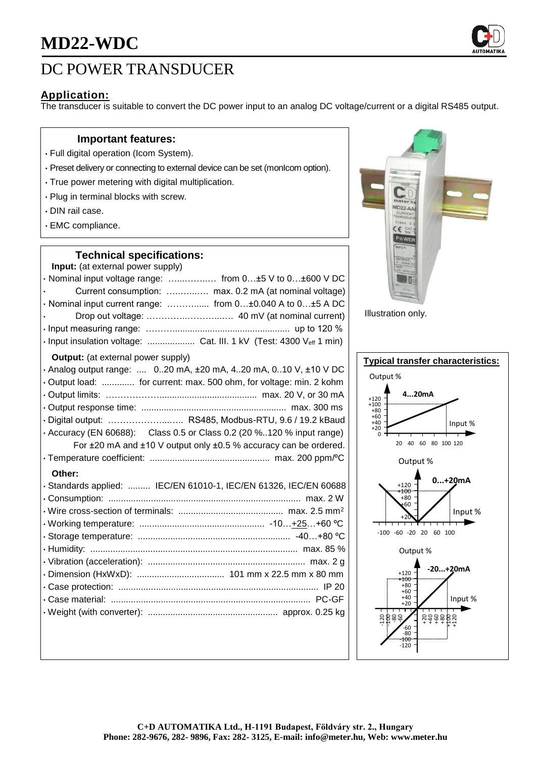# MD22-WDC

## DC POWER TRANSDUCER

### Application:

The transducer is suitable to convert the DC power input to an analog DC voltage/current or a digital RS485 output.

#### Important features:

- Full digital operation (Icom System).
- Preset delivery or connecting to external device can be set (monIcom option).
- True power metering with digital multiplication.
- Plug in terminal blocks with screw.
- DIN rail case.
- EMC compliance.

#### Technical specifications:

**Input:** (at external power supply)

- Nominal input voltage range: ……………… from 0…±5 V to 0…±600 V DC
- Current consumption: ……………… max. 0.2 mA (at nominal voltage)
- Nominal input current range: ……………… from 0…±0.040 A to 0…±5 A DC
- Drop out voltage: ……………………… 40 mV (at nominal current)
- Input measuring range: ……………… up to 120 %
- Input insulation voltage: ……………… Cat. III. 1 kV (Test: 4300 $V_{eff}$ 1 min)

**Output:** (at external power supply)

- Analog output range: .... 0..20 mA, ±20 mA, 4..20 mA, 0..10 V, ±10 V DC
- Output load: ............. for current: max. 500 ohm, for voltage: min. 2 kohm
- Output limits: ……………… max. 20 V, or 30 mA
- Output response time: ……………… max. 300 ms
- Digital output: ……………… RS485, Modbus-RTU, 9.6 / 19.2 kBaud
- Accuracy (EN 60688): Class 0.5 or Class 0.2 (20 %..120 % input range)
  For ±20 mA and ±10 V output only ±0.5 % accuracy can be ordered.
- Temperature coefficient: ……………… max. 200 ppm/°C

**Other:**

- Standards applied: ......... IEC/EN 61010-1, IEC/EN 61326, IEC/EN 60688
- Consumption: ……………… max. 2 W
- Wire cross-section of terminals: ……………… max. 2.5 mm²
- Working temperature: ……………… -10…+25…+60 °C
- Storage temperature: ……………… -40…+80 °C
- Humidity: ……………… max. 85 %
- Vibration (acceleration): ……………… max. 2 g
- Dimension (HxWxD): ……………… 101 mm x 22.5 mm x 80 mm
- Case protection: ……………… IP 20
- Case material: ……………… PC-GF
- Weight (with converter): ……………… approx. 0.25 kg

Illustration only.

#### Typical transfer characteristics:

4...20mA

0...+20mA

-20...+20mA

C+D AUTOMATIKA Ltd., H-1191 Budapest, Földváry str. 2., Hungary
Phone: 282-9676, 282- 9896, Fax: 282- 3125, E-mail: info@meter.hu, Web: www.meter.hu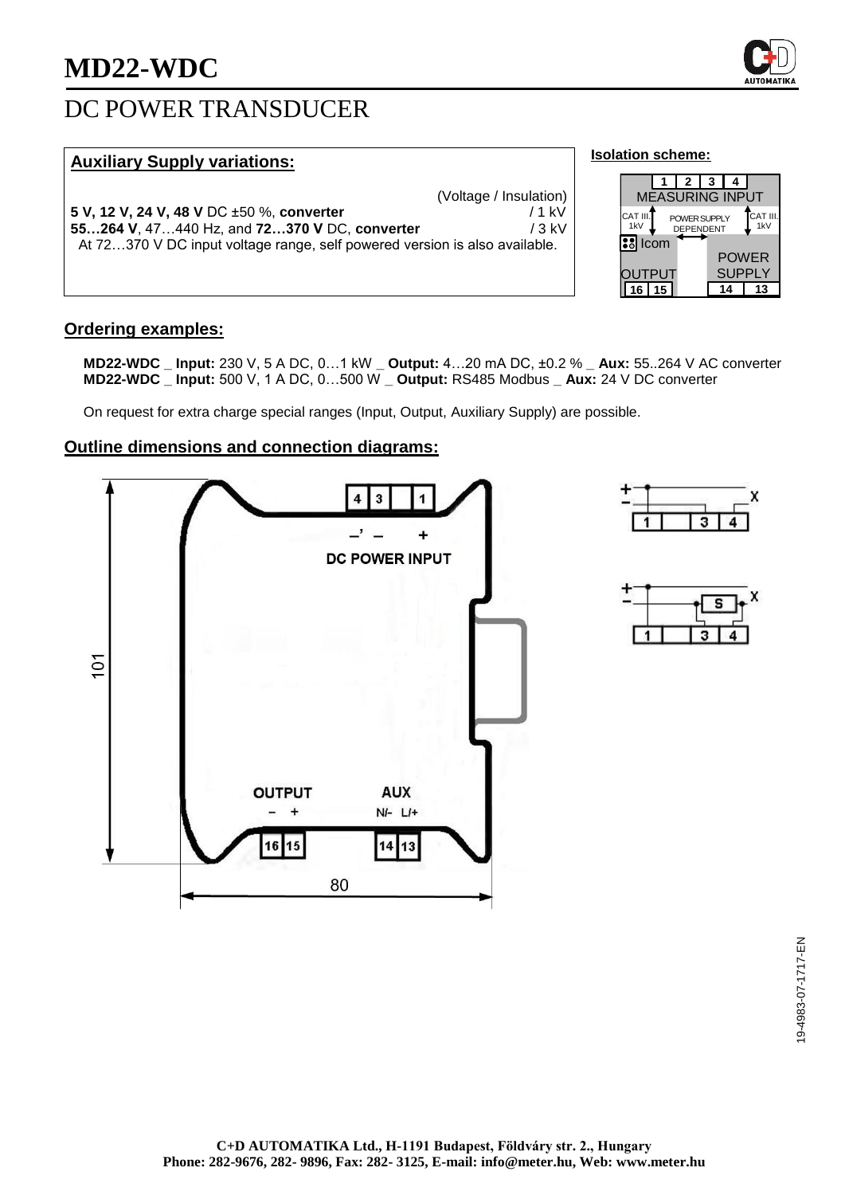# MD22-WDC

## DC POWER TRANSDUCER

### Auxiliary Supply variations:

(Voltage / Insulation)

**5 V, 12 V, 24 V, 48 V** DC ±50 %, **converter** / 1 kV

**55…264 V**, 47…440 Hz, and **72…370 V** DC, **converter** / 3 kV

At 72…370 V DC input voltage range, self powered version is also available.

**Isolation scheme:**

1 2 3 4
MEASURING INPUT
CAT III. 1kV
POWER SUPPLY DEPENDENT
CAT III. 1kV
Icom
OUTPUT
16 15
POWER SUPPLY
14 13

### Ordering examples:

**MD22-WDC** _ **Input:** 230 V, 5 A DC, 0…1 kW _ **Output:** 4…20 mA DC, ±0.2 % _ **Aux:** 55..264 V AC converter
**MD22-WDC** _ **Input:** 500 V, 1 A DC, 0…500 W _ **Output:** RS485 Modbus _ **Aux:** 24 V DC converter

On request for extra charge special ranges (Input, Output, Auxiliary Supply) are possible.

### Outline dimensions and connection diagrams:

4 3 1
–' – +
DC POWER INPUT

101

OUTPUT
– +
16 15

AUX
N/- L/+
14 13

80

+
–
X
1 3 4

+
–
S
X
1 3 4

19-4983-07-1717-EN

**C+D AUTOMATIKA Ltd., H-1191 Budapest, Földváry str. 2., Hungary**
**Phone: 282-9676, 282- 9896, Fax: 282- 3125, E-mail: info@meter.hu, Web: www.meter.hu**